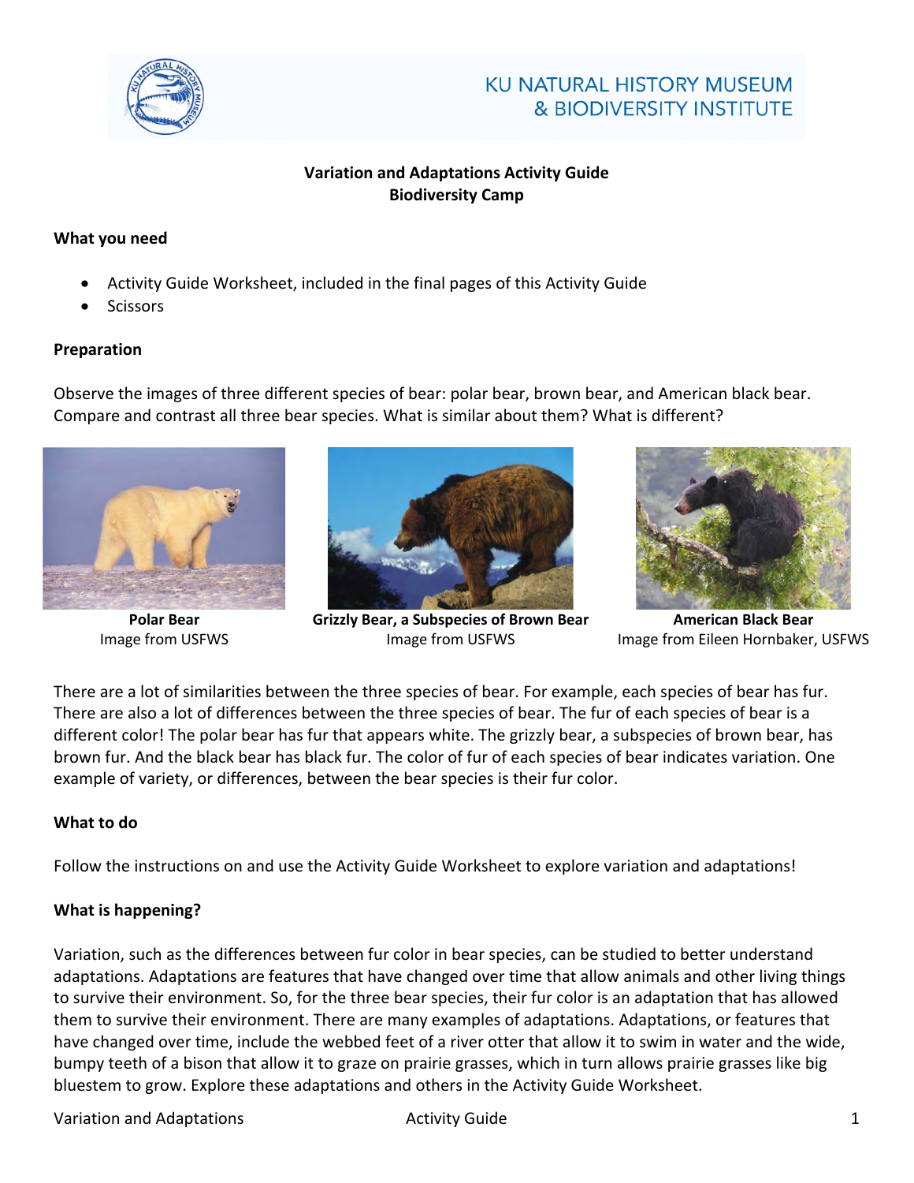KU NATURAL HISTORY MUSEUM
& BIODIVERSITY INSTITUTE

**Variation and Adaptations Activity Guide**
**Biodiversity Camp**

**What you need**

- Activity Guide Worksheet, included in the final pages of this Activity Guide
- Scissors

**Preparation**

Observe the images of three different species of bear: polar bear, brown bear, and American black bear. Compare and contrast all three bear species. What is similar about them? What is different?

**Polar Bear**
Image from USFWS

**Grizzly Bear, a Subspecies of Brown Bear**
Image from USFWS

**American Black Bear**
Image from Eileen Hornbaker, USFWS

There are a lot of similarities between the three species of bear. For example, each species of bear has fur. There are also a lot of differences between the three species of bear. The fur of each species of bear is a different color! The polar bear has fur that appears white. The grizzly bear, a subspecies of brown bear, has brown fur. And the black bear has black fur. The color of fur of each species of bear indicates variation. One example of variety, or differences, between the bear species is their fur color.

**What to do**

Follow the instructions on and use the Activity Guide Worksheet to explore variation and adaptations!

**What is happening?**

Variation, such as the differences between fur color in bear species, can be studied to better understand adaptations. Adaptations are features that have changed over time that allow animals and other living things to survive their environment. So, for the three bear species, their fur color is an adaptation that has allowed them to survive their environment. There are many examples of adaptations. Adaptations, or features that have changed over time, include the webbed feet of a river otter that allow it to swim in water and the wide, bumpy teeth of a bison that allow it to graze on prairie grasses, which in turn allows prairie grasses like big bluestem to grow. Explore these adaptations and others in the Activity Guide Worksheet.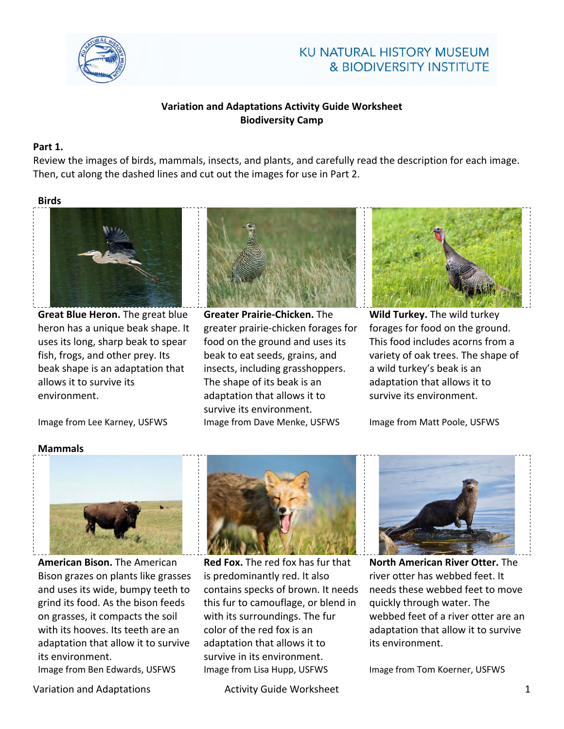KU NATURAL HISTORY MUSEUM & BIODIVERSITY INSTITUTE

**Variation and Adaptations Activity Guide Worksheet**
**Biodiversity Camp**

**Part 1.**
Review the images of birds, mammals, insects, and plants, and carefully read the description for each image. Then, cut along the dashed lines and cut out the images for use in Part 2.

### Birds

**Great Blue Heron.** The great blue heron has a unique beak shape. It uses its long, sharp beak to spear fish, frogs, and other prey. Its beak shape is an adaptation that allows it to survive its environment.

Image from Lee Karney, USFWS

**Greater Prairie-Chicken.** The greater prairie-chicken forages for food on the ground and uses its beak to eat seeds, grains, and insects, including grasshoppers. The shape of its beak is an adaptation that allows it to survive its environment.

Image from Dave Menke, USFWS

**Wild Turkey.** The wild turkey forages for food on the ground. This food includes acorns from a variety of oak trees. The shape of a wild turkey's beak is an adaptation that allows it to survive its environment.

Image from Matt Poole, USFWS

### Mammals

**American Bison.** The American Bison grazes on plants like grasses and uses its wide, bumpy teeth to grind its food. As the bison feeds on grasses, it compacts the soil with its hooves. Its teeth are an adaptation that allow it to survive its environment.

Image from Ben Edwards, USFWS

**Red Fox.** The red fox has fur that is predominantly red. It also contains specks of brown. It needs this fur to camouflage, or blend in with its surroundings. The fur color of the red fox is an adaptation that allows it to survive in its environment.

Image from Lisa Hupp, USFWS

**North American River Otter.** The river otter has webbed feet. It needs these webbed feet to move quickly through water. The webbed feet of a river otter are an adaptation that allow it to survive its environment.

Image from Tom Koerner, USFWS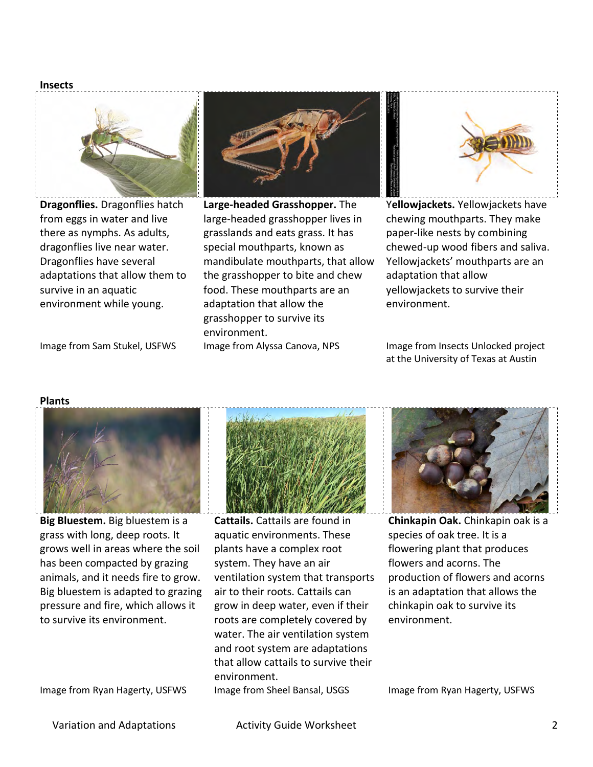## Insects

**Dragonflies.** Dragonflies hatch from eggs in water and live there as nymphs. As adults, dragonflies live near water. Dragonflies have several adaptations that allow them to survive in an aquatic environment while young.

Image from Sam Stukel, USFWS

**Large-headed Grasshopper.** The large-headed grasshopper lives in grasslands and eats grass. It has special mouthparts, known as mandibulate mouthparts, that allow the grasshopper to bite and chew food. These mouthparts are an adaptation that allow the grasshopper to survive its environment.

Image from Alyssa Canova, NPS

**Yellowjackets.** Yellowjackets have chewing mouthparts. They make paper-like nests by combining chewed-up wood fibers and saliva. Yellowjackets' mouthparts are an adaptation that allow yellowjackets to survive their environment.

Image from Insects Unlocked project at the University of Texas at Austin

## Plants

**Big Bluestem.** Big bluestem is a grass with long, deep roots. It grows well in areas where the soil has been compacted by grazing animals, and it needs fire to grow. Big bluestem is adapted to grazing pressure and fire, which allows it to survive its environment.

Image from Ryan Hagerty, USFWS

**Cattails.** Cattails are found in aquatic environments. These plants have a complex root system. They have an air ventilation system that transports air to their roots. Cattails can grow in deep water, even if their roots are completely covered by water. The air ventilation system and root system are adaptations that allow cattails to survive their environment.

Image from Sheel Bansal, USGS

**Chinkapin Oak.** Chinkapin oak is a species of oak tree. It is a flowering plant that produces flowers and acorns. The production of flowers and acorns is an adaptation that allows the chinkapin oak to survive its environment.

Image from Ryan Hagerty, USFWS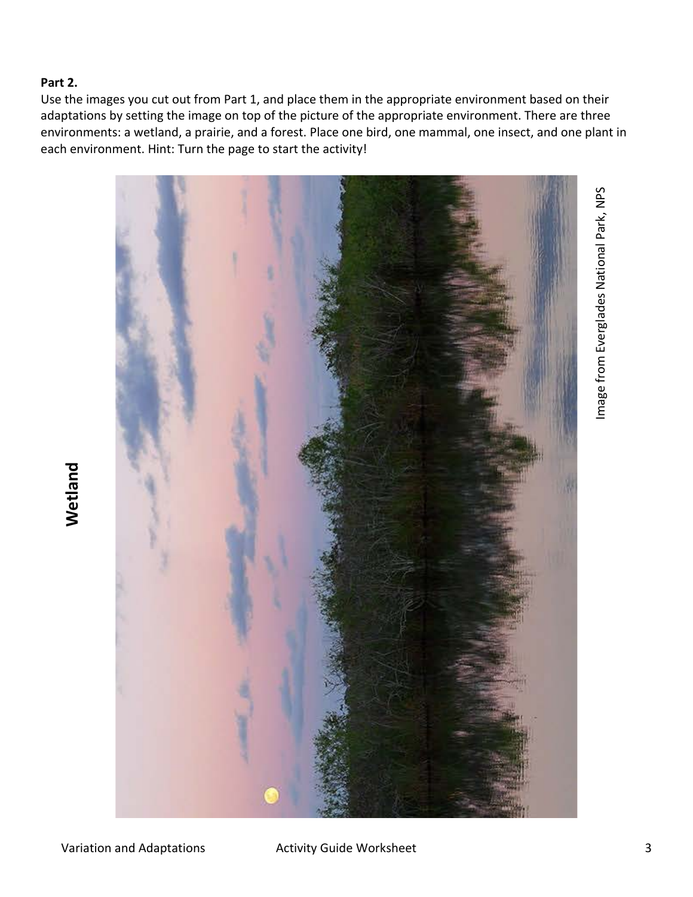**Part 2.**

Use the images you cut out from Part 1, and place them in the appropriate environment based on their adaptations by setting the image on top of the picture of the appropriate environment. There are three environments: a wetland, a prairie, and a forest. Place one bird, one mammal, one insect, and one plant in each environment. Hint: Turn the page to start the activity!

**Wetland**

Image from Everglades National Park, NPS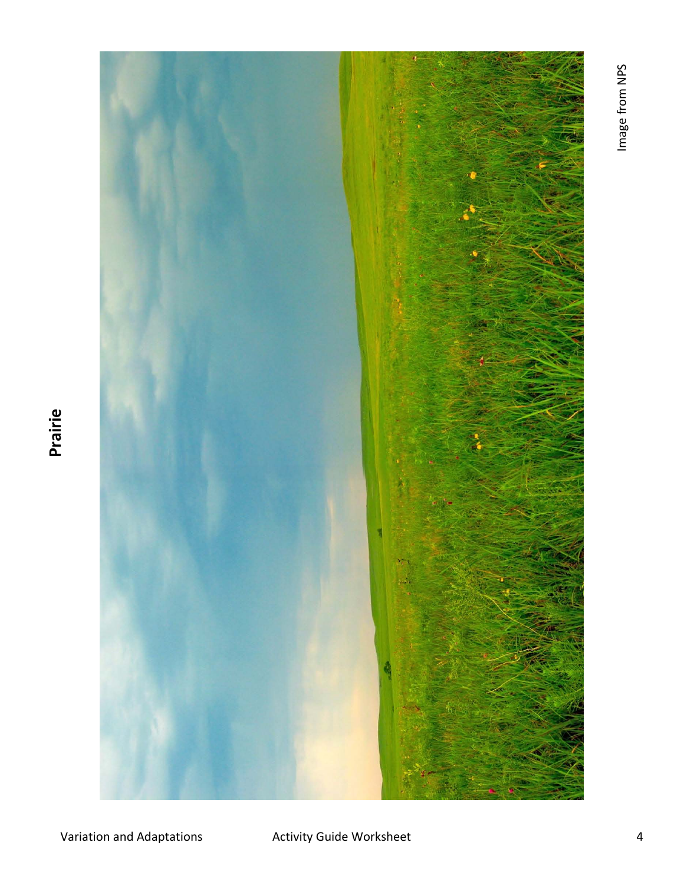# Prairie

Image from NPS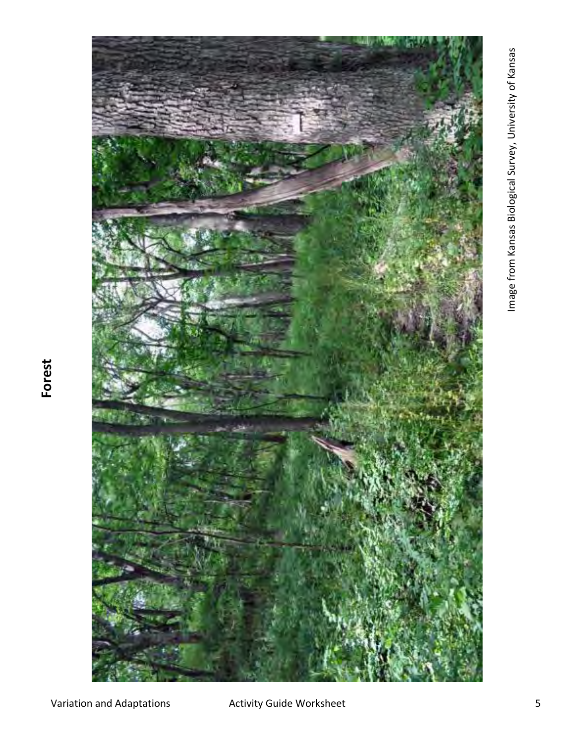# Forest

Image from Kansas Biological Survey, University of Kansas